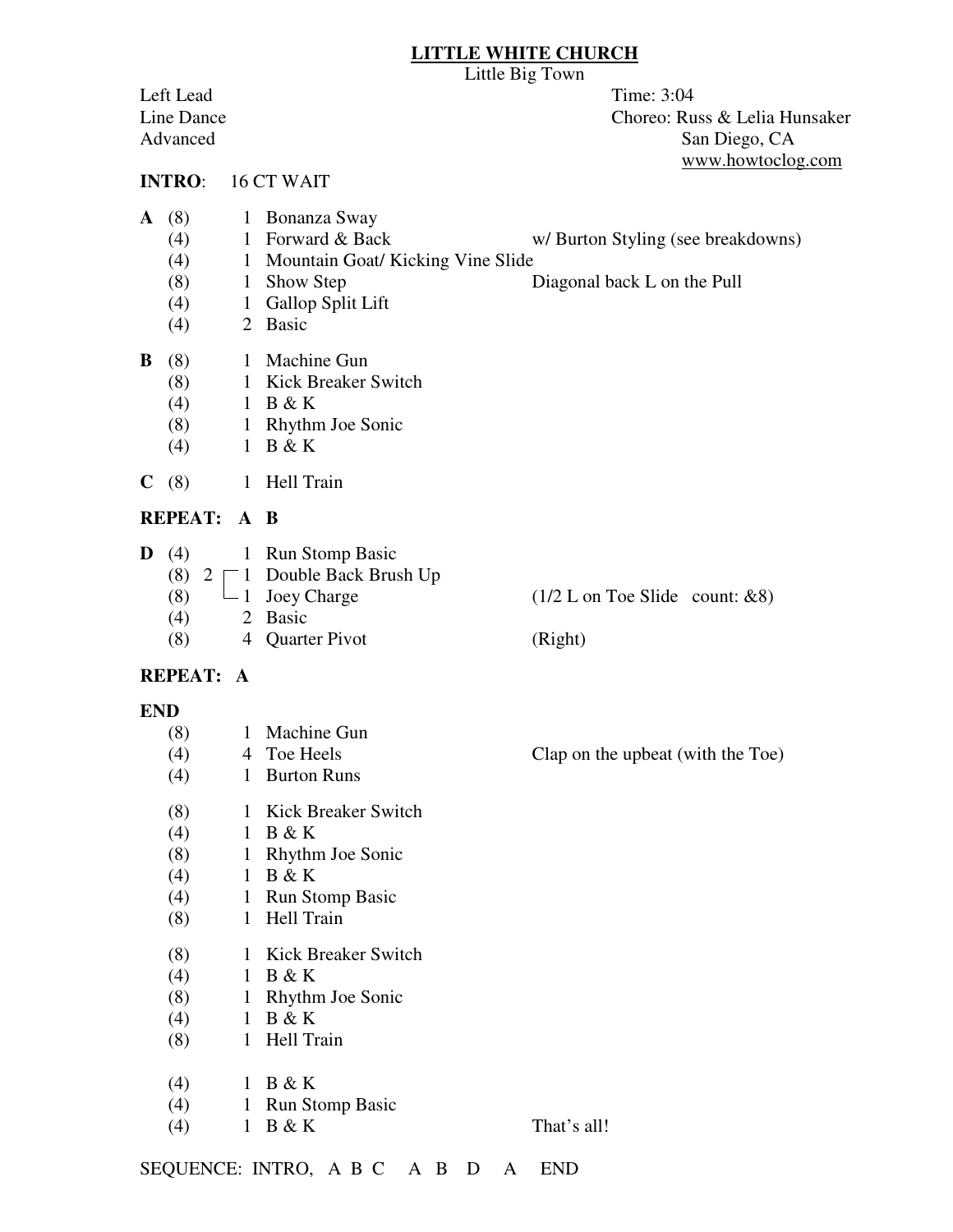# LITTLE WHITE CHURCH

Little Big Town

Left Lead
Line Dance
Advanced

Time: 3:04
Choreo: Russ & Lelia Hunsaker
San Diego, CA
www.howtoclog.com

**INTRO**: 16 CT WAIT

| | Counts | Reps | Step | Notes |
|---|---|---|---|---|
| **A** | (8) | 1 | Bonanza Sway | |
| | (4) | 1 | Forward & Back | w/ Burton Styling (see breakdowns) |
| | (4) | 1 | Mountain Goat/ Kicking Vine Slide | |
| | (8) | 1 | Show Step | Diagonal back L on the Pull |
| | (4) | 1 | Gallop Split Lift | |
| | (4) | 2 | Basic | |
| **B** | (8) | 1 | Machine Gun | |
| | (8) | 1 | Kick Breaker Switch | |
| | (4) | 1 | B & K | |
| | (8) | 1 | Rhythm Joe Sonic | |
| | (4) | 1 | B & K | |
| **C** | (8) | 1 | Hell Train | |

**REPEAT: A B**

| | Counts | Reps | Step | Notes |
|---|---|---|---|---|
| **D** | (4) | 1 | Run Stomp Basic | |
| | (8) | 2 ┌ 1 | Double Back Brush Up | |
| | (8) | └ 1 | Joey Charge | (1/2 L on Toe Slide count: &8) |
| | (4) | 2 | Basic | |
| | (8) | 4 | Quarter Pivot | (Right) |

**REPEAT: A**

**END**

| Counts | Reps | Step | Notes |
|---|---|---|---|
| (8) | 1 | Machine Gun | |
| (4) | 4 | Toe Heels | Clap on the upbeat (with the Toe) |
| (4) | 1 | Burton Runs | |
| (8) | 1 | Kick Breaker Switch | |
| (4) | 1 | B & K | |
| (8) | 1 | Rhythm Joe Sonic | |
| (4) | 1 | B & K | |
| (4) | 1 | Run Stomp Basic | |
| (8) | 1 | Hell Train | |
| (8) | 1 | Kick Breaker Switch | |
| (4) | 1 | B & K | |
| (8) | 1 | Rhythm Joe Sonic | |
| (4) | 1 | B & K | |
| (8) | 1 | Hell Train | |
| (4) | 1 | B & K | |
| (4) | 1 | Run Stomp Basic | |
| (4) | 1 | B & K | That's all! |

SEQUENCE: INTRO, A B C A B D A END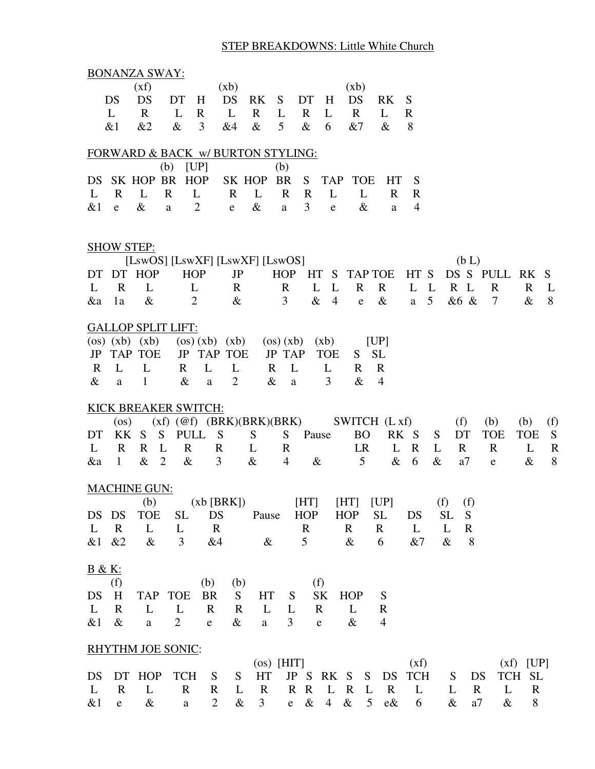# STEP BREAKDOWNS: Little White Church

## BONANZA SWAY:

| | (xf) | | | (xb) | | | | | (xb) | | |
|---|---|---|---|---|---|---|---|---|---|---|---|
| DS | DS | DT | H | DS | RK | S | DT | H | DS | RK | S |
| L | R | L | R | L | R | L | R | L | R | L | R |
| &1 | &2 | & | 3 | &4 | & | 5 | & | 6 | &7 | & | 8 |

## FORWARD & BACK w/ BURTON STYLING:

| | | | (b) | [UP] | | | (b) | | | | | |
|---|---|---|---|---|---|---|---|---|---|---|---|---|
| DS | SK | HOP | BR | HOP | SK | HOP | BR | S | TAP | TOE | HT | S |
| L | R | L | R | L | R | L | R | R | L | L | R | R |
| &1 | e | & | a | 2 | e | & | a | 3 | e | & | a | 4 |

## SHOW STEP:

| | | [LswOS] | [LswXF] | [LswXF] | [LswOS] | | | | | | | | (b L) | | | |
|---|---|---|---|---|---|---|---|---|---|---|---|---|---|---|---|---|
| DT | DT | HOP | HOP | JP | HOP | HT | S | TAP | TOE | HT | S | DS | S | PULL | RK | S |
| L | R | L | L | R | R | L | L | R | R | L | L | R | L | R | R | L |
| &a | 1a | & | 2 | & | 3 | & | 4 | e | & | a | 5 | &6 | & | 7 | & | 8 |

## GALLOP SPLIT LIFT:

| (os) | (xb) | (xb) | (os) | (xb) | (xb) | (os) | (xb) | (xb) | | [UP] |
|---|---|---|---|---|---|---|---|---|---|---|
| JP | TAP | TOE | JP | TAP | TOE | JP | TAP | TOE | S | SL |
| R | L | L | R | L | L | R | L | L | R | R |
| & | a | 1 | & | a | 2 | & | a | 3 | & | 4 |

## KICK BREAKER SWITCH:

| | (os) | | (xf) | (@f) | (BRK) | (BRK) | (BRK) | | SWITCH | (L xf) | | | (f) | (b) | (b) | (f) |
|---|---|---|---|---|---|---|---|---|---|---|---|---|---|---|---|---|
| DT | KK | S | S | PULL | S | S | S | Pause | BO | RK | S | S | DT | TOE | TOE | S |
| L | R | R | L | R | R | L | R | | LR | L | R | L | R | R | L | R |
| &a | 1 | & | 2 | & | 3 | & | 4 | & | 5 | & | 6 | & | a7 | e | & | 8 |

## MACHINE GUN:

| | | (b) | | (xb [BRK]) | | [HT] | [HT] | [UP] | | (f) | (f) |
|---|---|---|---|---|---|---|---|---|---|---|---|
| DS | DS | TOE | SL | DS | Pause | HOP | HOP | SL | DS | SL | S |
| L | R | L | L | R | | R | R | R | L | L | R |
| &1 | &2 | & | 3 | &4 | & | 5 | & | 6 | &7 | & | 8 |

## B & K:

| | (f) | | | (b) | (b) | | | (f) | | |
|---|---|---|---|---|---|---|---|---|---|---|
| DS | H | TAP | TOE | BR | S | HT | S | SK | HOP | S |
| L | R | L | L | R | R | L | L | R | L | R |
| &1 | & | a | 2 | e | & | a | 3 | e | & | 4 |

## RHYTHM JOE SONIC:

| | | | | | | (os) | [HIT] | | | | | | (xf) | | | (xf) | [UP] |
|---|---|---|---|---|---|---|---|---|---|---|---|---|---|---|---|---|---|
| DS | DT | HOP | TCH | S | S | HT | JP | S | RK | S | S | DS | TCH | S | DS | TCH | SL |
| L | R | L | R | R | L | R | R | R | L | R | L | R | L | L | R | L | R |
| &1 | e | & | a | 2 | & | 3 | e | & | 4 | & | 5 | e& | 6 | & | a7 | & | 8 |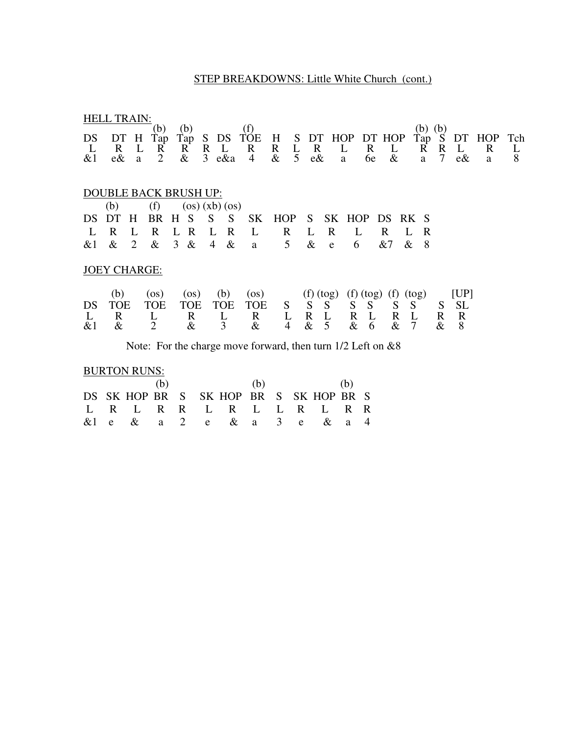## STEP BREAKDOWNS: Little White Church (cont.)

### HELL TRAIN:

| | | | | | | | | | | | | | | | | | | |
|---|---|---|---|---|---|---|---|---|---|---|---|---|---|---|---|---|---|---|
| | | | (b) | (b) | | | (f) | | | | | | | (b) | (b) | | | |
| DS | DT | H | Tap | Tap | S | DS | TOE | H | S | DT | HOP | DT | HOP | Tap | S | DT | HOP | Tch |
| L | R | L | R | R | R | L | R | R | L | R | L | R | L | R | R | L | R | L |
| &1 | e& | a | 2 | & | 3 | e&a | 4 | & | 5 | e& | a | 6e | & | a | 7 | e& | a | 8 |

### DOUBLE BACK BRUSH UP:

| | | | | | | | | | | | | | | | |
|---|---|---|---|---|---|---|---|---|---|---|---|---|---|---|---|
| | (b) | | (f) | | (os) | (xb) | (os) | | | | | | | | |
| DS | DT | H | BR | H | S | S | S | SK | HOP | S | SK | HOP | DS | RK | S |
| L | R | L | R | L | R | L | R | L | R | L | R | L | R | L | R |
| &1 | & | 2 | & | 3 | & | 4 | & | a | 5 | & | e | 6 | &7 | & | 8 |

### JOEY CHARGE:

| | | | | | | | | | | | | | | |
|---|---|---|---|---|---|---|---|---|---|---|---|---|---|---|
| | (b) | (os) | (os) | (b) | (os) | | (f) | (tog) | (f) | (tog) | (f) | (tog) | | [UP] |
| DS | TOE | TOE | TOE | TOE | TOE | S | S | S | S | S | S | S | S | SL |
| L | R | L | R | L | R | L | R | L | R | L | R | L | R | R |
| &1 | & | 2 | & | 3 | & | 4 | & | 5 | & | 6 | & | 7 | & | 8 |

Note: For the charge move forward, then turn 1/2 Left on &8

### BURTON RUNS:

| | | | | | | | | | | | | |
|---|---|---|---|---|---|---|---|---|---|---|---|---|
| | | | (b) | | | | (b) | | | | (b) | |
| DS | SK | HOP | BR | S | SK | HOP | BR | S | SK | HOP | BR | S |
| L | R | L | R | R | L | R | L | L | R | L | R | R |
| &1 | e | & | a | 2 | e | & | a | 3 | e | & | a | 4 |